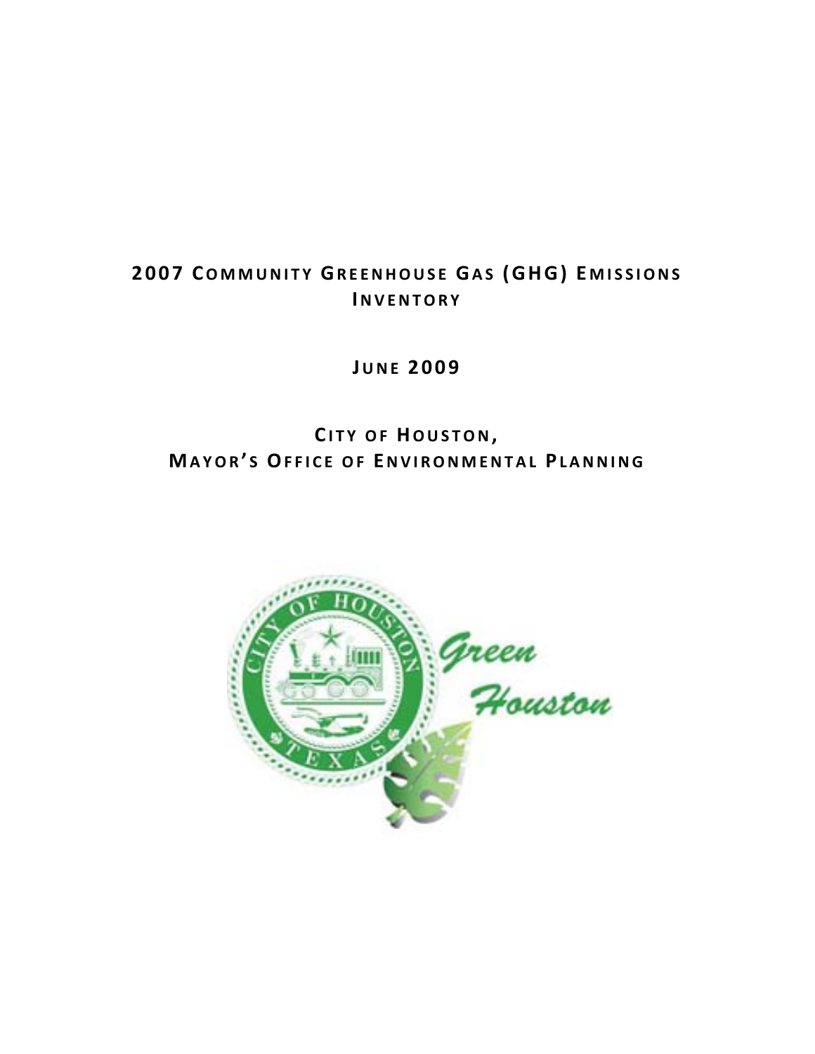# 2007 Community Greenhouse Gas (GHG) Emissions Inventory

## June 2009

## City of Houston,
## Mayor's Office of Environmental Planning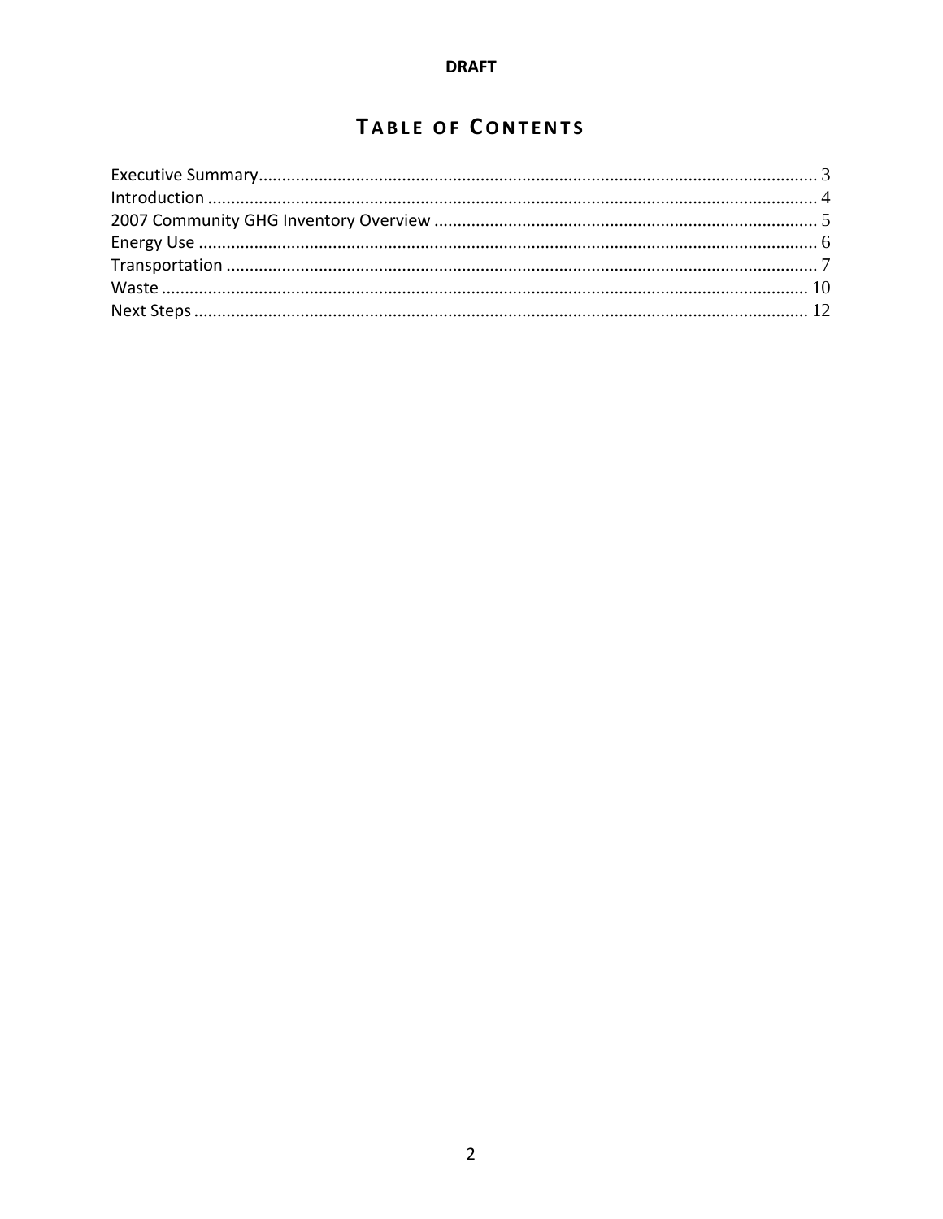# Table of Contents

Executive Summary ........ 3
Introduction ........ 4
2007 Community GHG Inventory Overview ........ 5
Energy Use ........ 6
Transportation ........ 7
Waste ........ 10
Next Steps ........ 12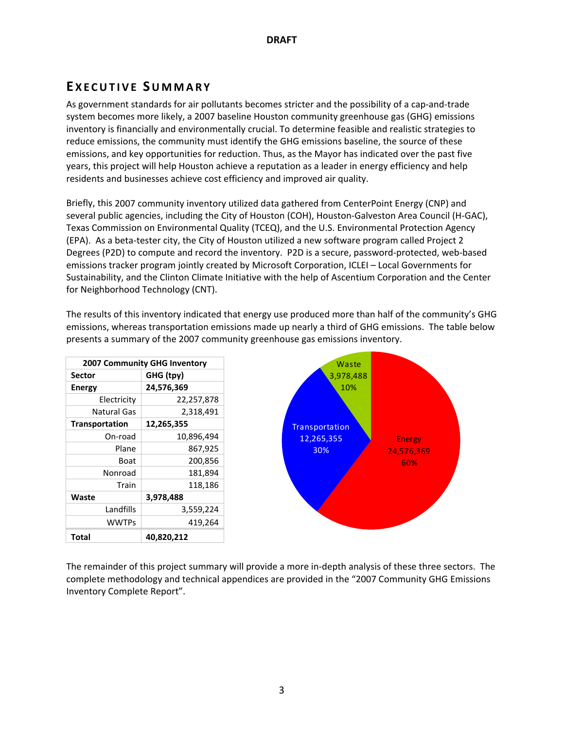## Executive Summary

As government standards for air pollutants becomes stricter and the possibility of a cap-and-trade system becomes more likely, a 2007 baseline Houston community greenhouse gas (GHG) emissions inventory is financially and environmentally crucial. To determine feasible and realistic strategies to reduce emissions, the community must identify the GHG emissions baseline, the source of these emissions, and key opportunities for reduction. Thus, as the Mayor has indicated over the past five years, this project will help Houston achieve a reputation as a leader in energy efficiency and help residents and businesses achieve cost efficiency and improved air quality.

Briefly, this 2007 community inventory utilized data gathered from CenterPoint Energy (CNP) and several public agencies, including the City of Houston (COH), Houston-Galveston Area Council (H-GAC), Texas Commission on Environmental Quality (TCEQ), and the U.S. Environmental Protection Agency (EPA). As a beta-tester city, the City of Houston utilized a new software program called Project 2 Degrees (P2D) to compute and record the inventory. P2D is a secure, password-protected, web-based emissions tracker program jointly created by Microsoft Corporation, ICLEI – Local Governments for Sustainability, and the Clinton Climate Initiative with the help of Ascentium Corporation and the Center for Neighborhood Technology (CNT).

The results of this inventory indicated that energy use produced more than half of the community's GHG emissions, whereas transportation emissions made up nearly a third of GHG emissions. The table below presents a summary of the 2007 community greenhouse gas emissions inventory.

| 2007 Community GHG Inventory | |
|---|---|
| **Sector** | **GHG (tpy)** |
| **Energy** | **24,576,369** |
| Electricity | 22,257,878 |
| Natural Gas | 2,318,491 |
| **Transportation** | **12,265,355** |
| On-road | 10,896,494 |
| Plane | 867,925 |
| Boat | 200,856 |
| Nonroad | 181,894 |
| Train | 118,186 |
| **Waste** | **3,978,488** |
| Landfills | 3,559,224 |
| WWTPs | 419,264 |
| **Total** | **40,820,212** |

Waste
3,978,488
10%

Transportation
12,265,355
30%

Energy
24,576,369
60%

The remainder of this project summary will provide a more in-depth analysis of these three sectors. The complete methodology and technical appendices are provided in the "2007 Community GHG Emissions Inventory Complete Report".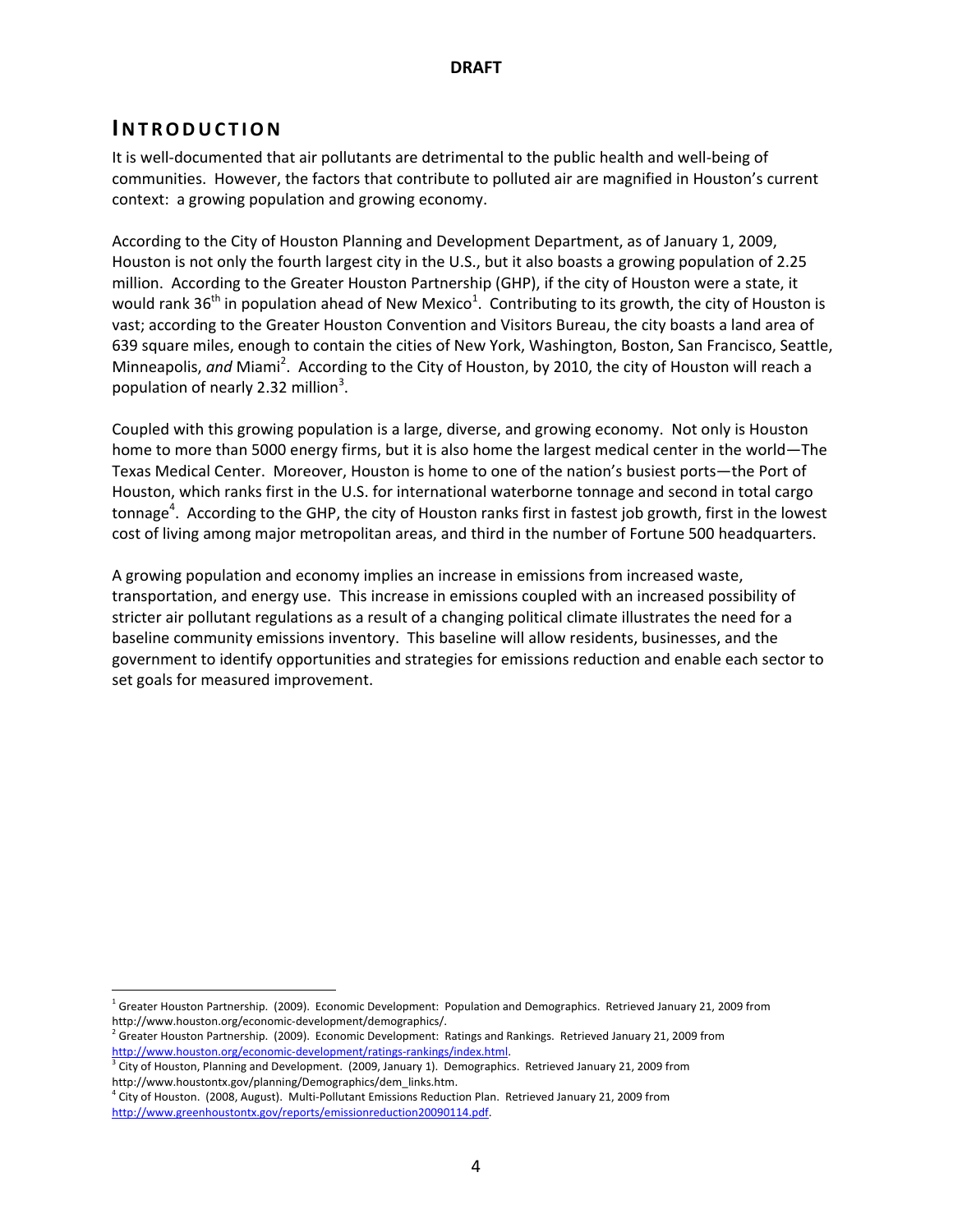## Introduction

It is well-documented that air pollutants are detrimental to the public health and well-being of communities. However, the factors that contribute to polluted air are magnified in Houston's current context: a growing population and growing economy.

According to the City of Houston Planning and Development Department, as of January 1, 2009, Houston is not only the fourth largest city in the U.S., but it also boasts a growing population of 2.25 million. According to the Greater Houston Partnership (GHP), if the city of Houston were a state, it would rank 36th in population ahead of New Mexico[1]. Contributing to its growth, the city of Houston is vast; according to the Greater Houston Convention and Visitors Bureau, the city boasts a land area of 639 square miles, enough to contain the cities of New York, Washington, Boston, San Francisco, Seattle, Minneapolis, *and* Miami[2]. According to the City of Houston, by 2010, the city of Houston will reach a population of nearly 2.32 million[3].

Coupled with this growing population is a large, diverse, and growing economy. Not only is Houston home to more than 5000 energy firms, but it is also home the largest medical center in the world—The Texas Medical Center. Moreover, Houston is home to one of the nation's busiest ports—the Port of Houston, which ranks first in the U.S. for international waterborne tonnage and second in total cargo tonnage[4]. According to the GHP, the city of Houston ranks first in fastest job growth, first in the lowest cost of living among major metropolitan areas, and third in the number of Fortune 500 headquarters.

A growing population and economy implies an increase in emissions from increased waste, transportation, and energy use. This increase in emissions coupled with an increased possibility of stricter air pollutant regulations as a result of a changing political climate illustrates the need for a baseline community emissions inventory. This baseline will allow residents, businesses, and the government to identify opportunities and strategies for emissions reduction and enable each sector to set goals for measured improvement.

---

[1] Greater Houston Partnership. (2009). Economic Development: Population and Demographics. Retrieved January 21, 2009 from http://www.houston.org/economic-development/demographics/.

[2] Greater Houston Partnership. (2009). Economic Development: Ratings and Rankings. Retrieved January 21, 2009 from http://www.houston.org/economic-development/ratings-rankings/index.html.

[3] City of Houston, Planning and Development. (2009, January 1). Demographics. Retrieved January 21, 2009 from http://www.houstontx.gov/planning/Demographics/dem_links.htm.

[4] City of Houston. (2008, August). Multi-Pollutant Emissions Reduction Plan. Retrieved January 21, 2009 from http://www.greenhoustontx.gov/reports/emissionreduction20090114.pdf.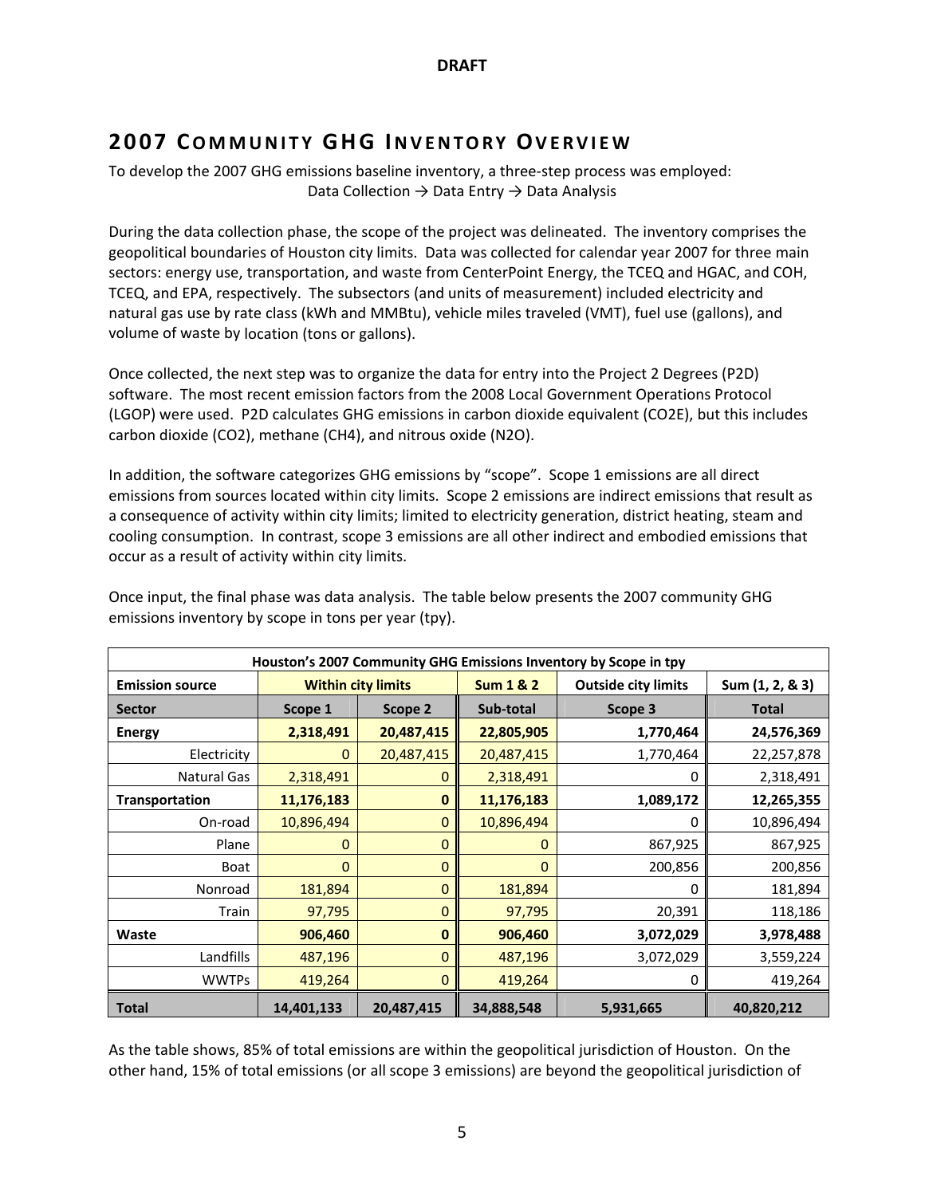## 2007 Community GHG Inventory Overview

To develop the 2007 GHG emissions baseline inventory, a three-step process was employed:

Data Collection → Data Entry → Data Analysis

During the data collection phase, the scope of the project was delineated. The inventory comprises the geopolitical boundaries of Houston city limits. Data was collected for calendar year 2007 for three main sectors: energy use, transportation, and waste from CenterPoint Energy, the TCEQ and HGAC, and COH, TCEQ, and EPA, respectively. The subsectors (and units of measurement) included electricity and natural gas use by rate class (kWh and MMBtu), vehicle miles traveled (VMT), fuel use (gallons), and volume of waste by location (tons or gallons).

Once collected, the next step was to organize the data for entry into the Project 2 Degrees (P2D) software. The most recent emission factors from the 2008 Local Government Operations Protocol (LGOP) were used. P2D calculates GHG emissions in carbon dioxide equivalent (CO2E), but this includes carbon dioxide (CO2), methane (CH4), and nitrous oxide (N2O).

In addition, the software categorizes GHG emissions by "scope". Scope 1 emissions are all direct emissions from sources located within city limits. Scope 2 emissions are indirect emissions that result as a consequence of activity within city limits; limited to electricity generation, district heating, steam and cooling consumption. In contrast, scope 3 emissions are all other indirect and embodied emissions that occur as a result of activity within city limits.

Once input, the final phase was data analysis. The table below presents the 2007 community GHG emissions inventory by scope in tons per year (tpy).

| Houston's 2007 Community GHG Emissions Inventory by Scope in tpy | | | | | |
|---|---|---|---|---|---|
| **Emission source** | **Within city limits** | | **Sum 1 & 2** | **Outside city limits** | **Sum (1, 2, & 3)** |
| **Sector** | **Scope 1** | **Scope 2** | **Sub-total** | **Scope 3** | **Total** |
| **Energy** | **2,318,491** | **20,487,415** | **22,805,905** | **1,770,464** | **24,576,369** |
| Electricity | 0 | 20,487,415 | 20,487,415 | 1,770,464 | 22,257,878 |
| Natural Gas | 2,318,491 | 0 | 2,318,491 | 0 | 2,318,491 |
| **Transportation** | **11,176,183** | **0** | **11,176,183** | **1,089,172** | **12,265,355** |
| On-road | 10,896,494 | 0 | 10,896,494 | 0 | 10,896,494 |
| Plane | 0 | 0 | 0 | 867,925 | 867,925 |
| Boat | 0 | 0 | 0 | 200,856 | 200,856 |
| Nonroad | 181,894 | 0 | 181,894 | 0 | 181,894 |
| Train | 97,795 | 0 | 97,795 | 20,391 | 118,186 |
| **Waste** | **906,460** | **0** | **906,460** | **3,072,029** | **3,978,488** |
| Landfills | 487,196 | 0 | 487,196 | 3,072,029 | 3,559,224 |
| WWTPs | 419,264 | 0 | 419,264 | 0 | 419,264 |
| **Total** | **14,401,133** | **20,487,415** | **34,888,548** | **5,931,665** | **40,820,212** |

As the table shows, 85% of total emissions are within the geopolitical jurisdiction of Houston. On the other hand, 15% of total emissions (or all scope 3 emissions) are beyond the geopolitical jurisdiction of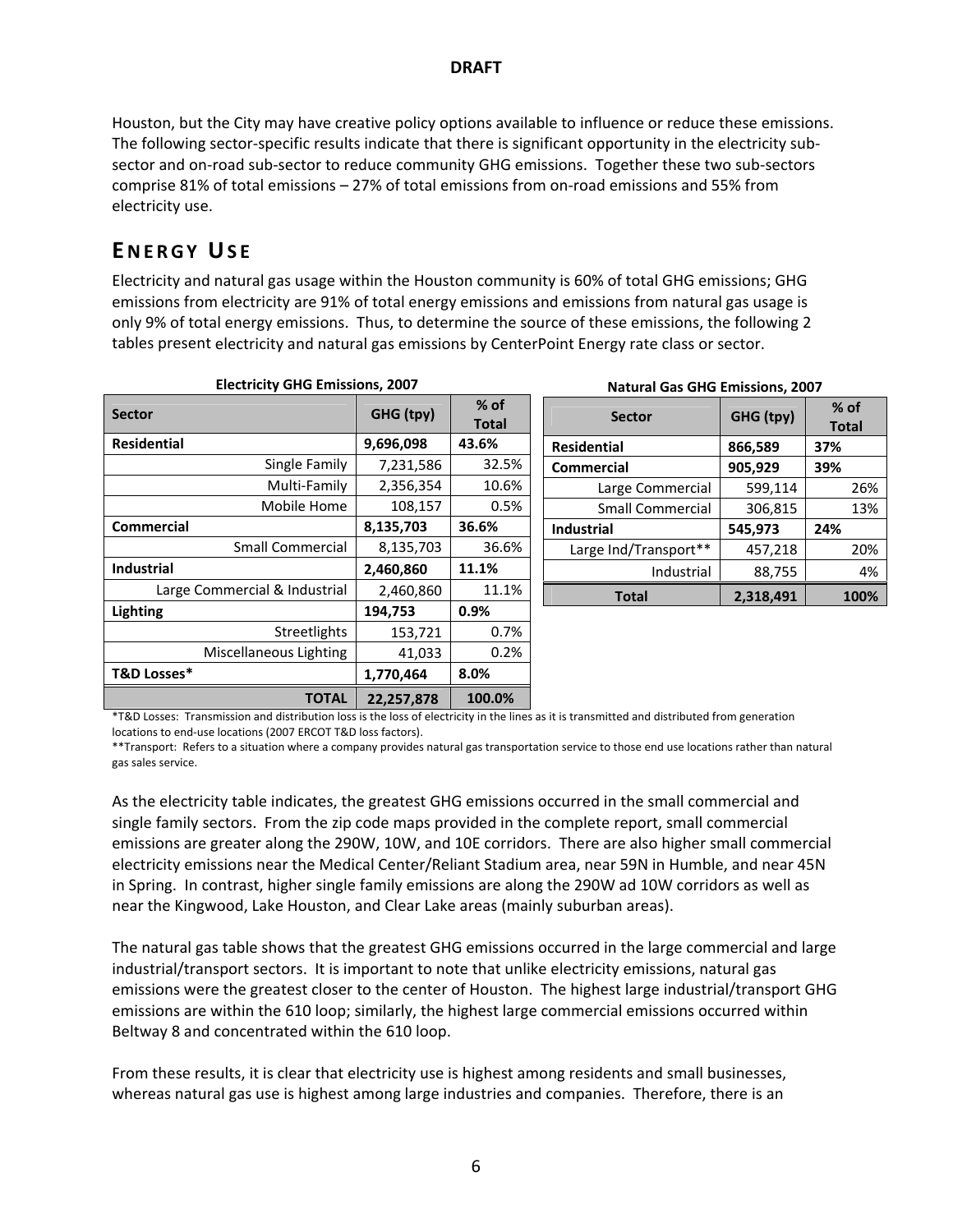Houston, but the City may have creative policy options available to influence or reduce these emissions. The following sector-specific results indicate that there is significant opportunity in the electricity sub-sector and on-road sub-sector to reduce community GHG emissions. Together these two sub-sectors comprise 81% of total emissions – 27% of total emissions from on-road emissions and 55% from electricity use.

## ENERGY USE

Electricity and natural gas usage within the Houston community is 60% of total GHG emissions; GHG emissions from electricity are 91% of total energy emissions and emissions from natural gas usage is only 9% of total energy emissions. Thus, to determine the source of these emissions, the following 2 tables present electricity and natural gas emissions by CenterPoint Energy rate class or sector.

**Electricity GHG Emissions, 2007**

| Sector | GHG (tpy) | % of Total |
|---|---|---|
| **Residential** | **9,696,098** | **43.6%** |
| Single Family | 7,231,586 | 32.5% |
| Multi-Family | 2,356,354 | 10.6% |
| Mobile Home | 108,157 | 0.5% |
| **Commercial** | **8,135,703** | **36.6%** |
| Small Commercial | 8,135,703 | 36.6% |
| **Industrial** | **2,460,860** | **11.1%** |
| Large Commercial & Industrial | 2,460,860 | 11.1% |
| **Lighting** | **194,753** | **0.9%** |
| Streetlights | 153,721 | 0.7% |
| Miscellaneous Lighting | 41,033 | 0.2% |
| **T&D Losses*** | **1,770,464** | **8.0%** |
| **TOTAL** | **22,257,878** | **100.0%** |

**Natural Gas GHG Emissions, 2007**

| Sector | GHG (tpy) | % of Total |
|---|---|---|
| **Residential** | **866,589** | **37%** |
| **Commercial** | **905,929** | **39%** |
| Large Commercial | 599,114 | 26% |
| Small Commercial | 306,815 | 13% |
| **Industrial** | **545,973** | **24%** |
| Large Ind/Transport** | 457,218 | 20% |
| Industrial | 88,755 | 4% |
| **Total** | **2,318,491** | **100%** |

*T&D Losses: Transmission and distribution loss is the loss of electricity in the lines as it is transmitted and distributed from generation locations to end-use locations (2007 ERCOT T&D loss factors).

**Transport: Refers to a situation where a company provides natural gas transportation service to those end use locations rather than natural gas sales service.

As the electricity table indicates, the greatest GHG emissions occurred in the small commercial and single family sectors. From the zip code maps provided in the complete report, small commercial emissions are greater along the 290W, 10W, and 10E corridors. There are also higher small commercial electricity emissions near the Medical Center/Reliant Stadium area, near 59N in Humble, and near 45N in Spring. In contrast, higher single family emissions are along the 290W ad 10W corridors as well as near the Kingwood, Lake Houston, and Clear Lake areas (mainly suburban areas).

The natural gas table shows that the greatest GHG emissions occurred in the large commercial and large industrial/transport sectors. It is important to note that unlike electricity emissions, natural gas emissions were the greatest closer to the center of Houston. The highest large industrial/transport GHG emissions are within the 610 loop; similarly, the highest large commercial emissions occurred within Beltway 8 and concentrated within the 610 loop.

From these results, it is clear that electricity use is highest among residents and small businesses, whereas natural gas use is highest among large industries and companies. Therefore, there is an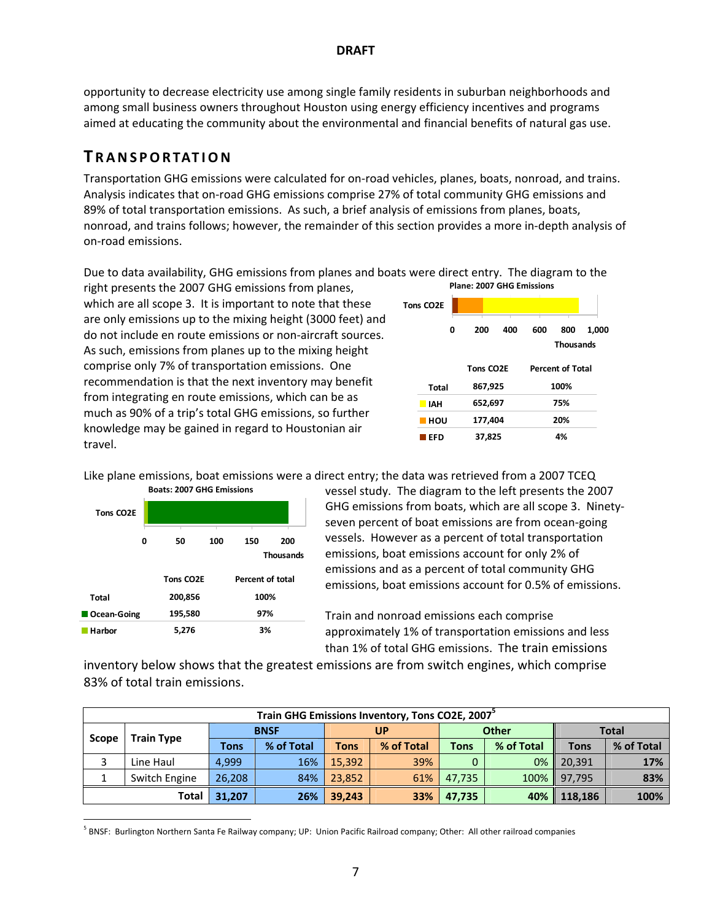opportunity to decrease electricity use among single family residents in suburban neighborhoods and among small business owners throughout Houston using energy efficiency incentives and programs aimed at educating the community about the environmental and financial benefits of natural gas use.

## TRANSPORTATION

Transportation GHG emissions were calculated for on-road vehicles, planes, boats, nonroad, and trains. Analysis indicates that on-road GHG emissions comprise 27% of total community GHG emissions and 89% of total transportation emissions. As such, a brief analysis of emissions from planes, boats, nonroad, and trains follows; however, the remainder of this section provides a more in-depth analysis of on-road emissions.

Due to data availability, GHG emissions from planes and boats were direct entry. The diagram to the right presents the 2007 GHG emissions from planes, which are all scope 3. It is important to note that these are only emissions up to the mixing height (3000 feet) and do not include en route emissions or non-aircraft sources. As such, emissions from planes up to the mixing height comprise only 7% of transportation emissions. One recommendation is that the next inventory may benefit from integrating en route emissions, which can be as much as 90% of a trip's total GHG emissions, so further knowledge may be gained in regard to Houstonian air travel.

Plane: 2007 GHG Emissions

Tons CO2E

0 200 400 600 800 1,000

Thousands

| | Tons CO2E | Percent of Total |
|---|---|---|
| Total | 867,925 | 100% |
| IAH | 652,697 | 75% |
| HOU | 177,404 | 20% |
| EFD | 37,825 | 4% |

Like plane emissions, boat emissions were a direct entry; the data was retrieved from a 2007 TCEQ vessel study. The diagram to the left presents the 2007 GHG emissions from boats, which are all scope 3. Ninety-seven percent of boat emissions are from ocean-going vessels. However as a percent of total transportation emissions, boat emissions account for only 2% of emissions and as a percent of total community GHG emissions, boat emissions account for 0.5% of emissions.

Boats: 2007 GHG Emissions

Tons CO2E

0 50 100 150 200

Thousands

| | Tons CO2E | Percent of total |
|---|---|---|
| Total | 200,856 | 100% |
| Ocean-Going | 195,580 | 97% |
| Harbor | 5,276 | 3% |

Train and nonroad emissions each comprise approximately 1% of transportation emissions and less than 1% of total GHG emissions. The train emissions inventory below shows that the greatest emissions are from switch engines, which comprise 83% of total train emissions.

**Train GHG Emissions Inventory, Tons CO2E, 2007**[5]

| Scope | Train Type | BNSF | | UP | | Other | | Total | |
|---|---|---|---|---|---|---|---|---|---|
| | | Tons | % of Total | Tons | % of Total | Tons | % of Total | Tons | % of Total |
| 3 | Line Haul | 4,999 | 16% | 15,392 | 39% | 0 | 0% | 20,391 | **17%** |
| 1 | Switch Engine | 26,208 | 84% | 23,852 | 61% | 47,735 | 100% | 97,795 | **83%** |
| | **Total** | **31,207** | **26%** | **39,243** | **33%** | **47,735** | **40%** | **118,186** | **100%** |

[5] BNSF: Burlington Northern Santa Fe Railway company; UP: Union Pacific Railroad company; Other: All other railroad companies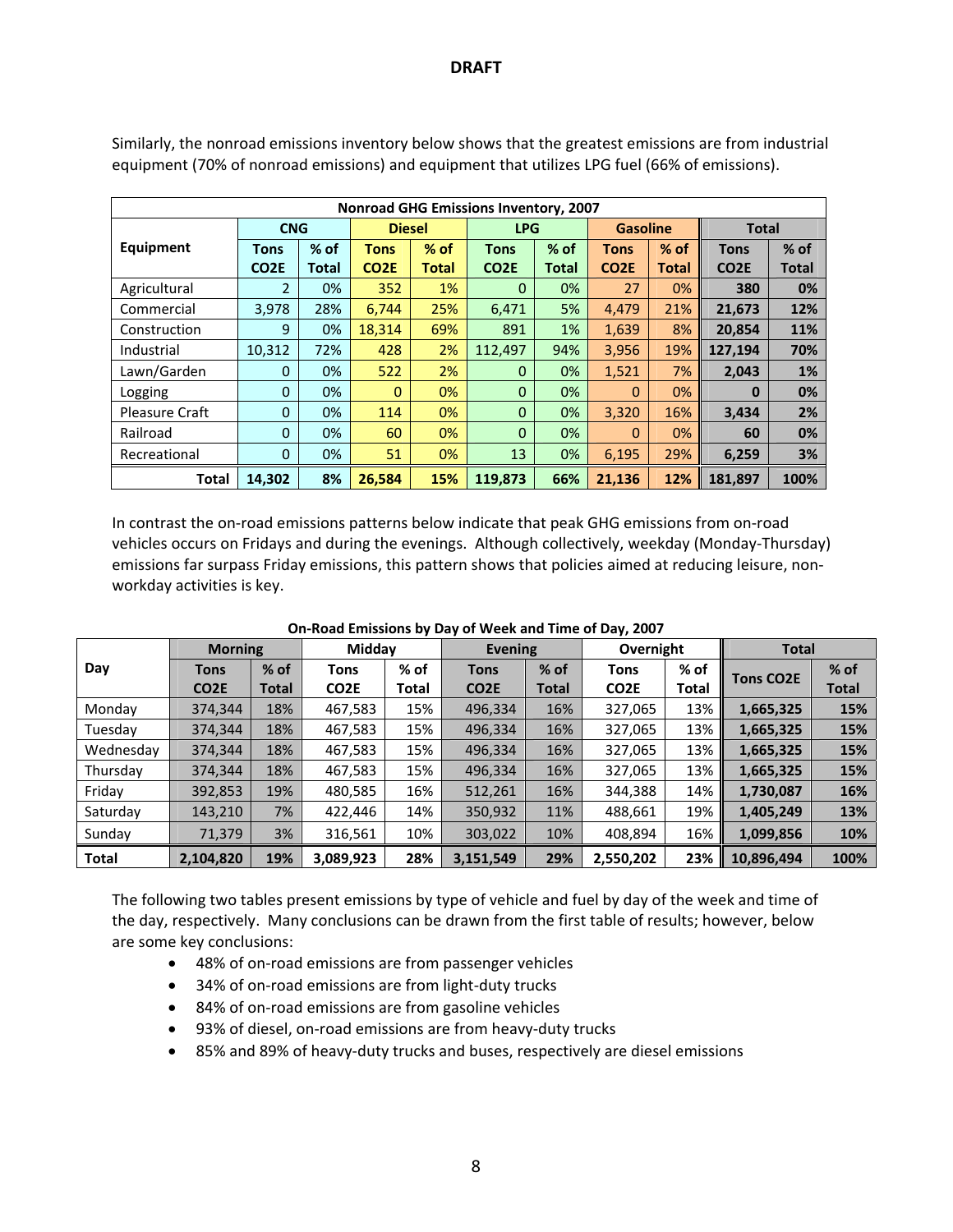Similarly, the nonroad emissions inventory below shows that the greatest emissions are from industrial equipment (70% of nonroad emissions) and equipment that utilizes LPG fuel (66% of emissions).

**Nonroad GHG Emissions Inventory, 2007**

| Equipment | CNG | | Diesel | | LPG | | Gasoline | | Total | |
|---|---|---|---|---|---|---|---|---|---|---|
| | Tons CO2E | % of Total | Tons CO2E | % of Total | Tons CO2E | % of Total | Tons CO2E | % of Total | Tons CO2E | % of Total |
| Agricultural | 2 | 0% | 352 | 1% | 0 | 0% | 27 | 0% | **380** | **0%** |
| Commercial | 3,978 | 28% | 6,744 | 25% | 6,471 | 5% | 4,479 | 21% | **21,673** | **12%** |
| Construction | 9 | 0% | 18,314 | 69% | 891 | 1% | 1,639 | 8% | **20,854** | **11%** |
| Industrial | 10,312 | 72% | 428 | 2% | 112,497 | 94% | 3,956 | 19% | **127,194** | **70%** |
| Lawn/Garden | 0 | 0% | 522 | 2% | 0 | 0% | 1,521 | 7% | **2,043** | **1%** |
| Logging | 0 | 0% | 0 | 0% | 0 | 0% | 0 | 0% | **0** | **0%** |
| Pleasure Craft | 0 | 0% | 114 | 0% | 0 | 0% | 3,320 | 16% | **3,434** | **2%** |
| Railroad | 0 | 0% | 60 | 0% | 0 | 0% | 0 | 0% | **60** | **0%** |
| Recreational | 0 | 0% | 51 | 0% | 13 | 0% | 6,195 | 29% | **6,259** | **3%** |
| **Total** | **14,302** | **8%** | **26,584** | **15%** | **119,873** | **66%** | **21,136** | **12%** | **181,897** | **100%** |

In contrast the on-road emissions patterns below indicate that peak GHG emissions from on-road vehicles occurs on Fridays and during the evenings. Although collectively, weekday (Monday-Thursday) emissions far surpass Friday emissions, this pattern shows that policies aimed at reducing leisure, non-workday activities is key.

**On-Road Emissions by Day of Week and Time of Day, 2007**

| Day | Morning | | Midday | | Evening | | Overnight | | Total | |
|---|---|---|---|---|---|---|---|---|---|---|
| | Tons CO2E | % of Total | Tons CO2E | % of Total | Tons CO2E | % of Total | Tons CO2E | % of Total | Tons CO2E | % of Total |
| Monday | 374,344 | 18% | 467,583 | 15% | 496,334 | 16% | 327,065 | 13% | **1,665,325** | **15%** |
| Tuesday | 374,344 | 18% | 467,583 | 15% | 496,334 | 16% | 327,065 | 13% | **1,665,325** | **15%** |
| Wednesday | 374,344 | 18% | 467,583 | 15% | 496,334 | 16% | 327,065 | 13% | **1,665,325** | **15%** |
| Thursday | 374,344 | 18% | 467,583 | 15% | 496,334 | 16% | 327,065 | 13% | **1,665,325** | **15%** |
| Friday | 392,853 | 19% | 480,585 | 16% | 512,261 | 16% | 344,388 | 14% | **1,730,087** | **16%** |
| Saturday | 143,210 | 7% | 422,446 | 14% | 350,932 | 11% | 488,661 | 19% | **1,405,249** | **13%** |
| Sunday | 71,379 | 3% | 316,561 | 10% | 303,022 | 10% | 408,894 | 16% | **1,099,856** | **10%** |
| **Total** | **2,104,820** | **19%** | **3,089,923** | **28%** | **3,151,549** | **29%** | **2,550,202** | **23%** | **10,896,494** | **100%** |

The following two tables present emissions by type of vehicle and fuel by day of the week and time of the day, respectively. Many conclusions can be drawn from the first table of results; however, below are some key conclusions:

- 48% of on-road emissions are from passenger vehicles
- 34% of on-road emissions are from light-duty trucks
- 84% of on-road emissions are from gasoline vehicles
- 93% of diesel, on-road emissions are from heavy-duty trucks
- 85% and 89% of heavy-duty trucks and buses, respectively are diesel emissions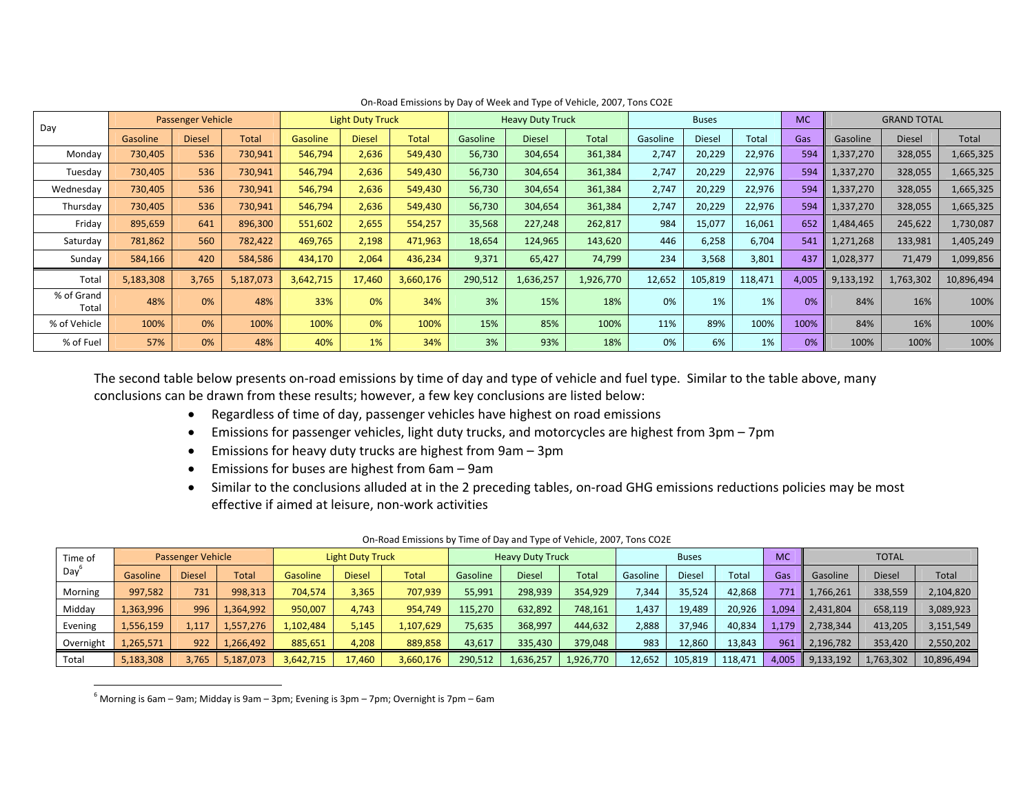On-Road Emissions by Day of Week and Type of Vehicle, 2007, Tons CO2E

| Day | Passenger Vehicle | | | Light Duty Truck | | | Heavy Duty Truck | | | Buses | | | MC | GRAND TOTAL | | |
|---|---|---|---|---|---|---|---|---|---|---|---|---|---|---|---|---|
| | Gasoline | Diesel | Total | Gasoline | Diesel | Total | Gasoline | Diesel | Total | Gasoline | Diesel | Total | Gas | Gasoline | Diesel | Total |
| Monday | 730,405 | 536 | 730,941 | 546,794 | 2,636 | 549,430 | 56,730 | 304,654 | 361,384 | 2,747 | 20,229 | 22,976 | 594 | 1,337,270 | 328,055 | 1,665,325 |
| Tuesday | 730,405 | 536 | 730,941 | 546,794 | 2,636 | 549,430 | 56,730 | 304,654 | 361,384 | 2,747 | 20,229 | 22,976 | 594 | 1,337,270 | 328,055 | 1,665,325 |
| Wednesday | 730,405 | 536 | 730,941 | 546,794 | 2,636 | 549,430 | 56,730 | 304,654 | 361,384 | 2,747 | 20,229 | 22,976 | 594 | 1,337,270 | 328,055 | 1,665,325 |
| Thursday | 730,405 | 536 | 730,941 | 546,794 | 2,636 | 549,430 | 56,730 | 304,654 | 361,384 | 2,747 | 20,229 | 22,976 | 594 | 1,337,270 | 328,055 | 1,665,325 |
| Friday | 895,659 | 641 | 896,300 | 551,602 | 2,655 | 554,257 | 35,568 | 227,248 | 262,817 | 984 | 15,077 | 16,061 | 652 | 1,484,465 | 245,622 | 1,730,087 |
| Saturday | 781,862 | 560 | 782,422 | 469,765 | 2,198 | 471,963 | 18,654 | 124,965 | 143,620 | 446 | 6,258 | 6,704 | 541 | 1,271,268 | 133,981 | 1,405,249 |
| Sunday | 584,166 | 420 | 584,586 | 434,170 | 2,064 | 436,234 | 9,371 | 65,427 | 74,799 | 234 | 3,568 | 3,801 | 437 | 1,028,377 | 71,479 | 1,099,856 |
| Total | 5,183,308 | 3,765 | 5,187,073 | 3,642,715 | 17,460 | 3,660,176 | 290,512 | 1,636,257 | 1,926,770 | 12,652 | 105,819 | 118,471 | 4,005 | 9,133,192 | 1,763,302 | 10,896,494 |
| % of Grand Total | 48% | 0% | 48% | 33% | 0% | 34% | 3% | 15% | 18% | 0% | 1% | 1% | 0% | 84% | 16% | 100% |
| % of Vehicle | 100% | 0% | 100% | 100% | 0% | 100% | 15% | 85% | 100% | 11% | 89% | 100% | 100% | 84% | 16% | 100% |
| % of Fuel | 57% | 0% | 48% | 40% | 1% | 34% | 3% | 93% | 18% | 0% | 6% | 1% | 0% | 100% | 100% | 100% |

The second table below presents on-road emissions by time of day and type of vehicle and fuel type. Similar to the table above, many conclusions can be drawn from these results; however, a few key conclusions are listed below:

- Regardless of time of day, passenger vehicles have highest on road emissions
- Emissions for passenger vehicles, light duty trucks, and motorcycles are highest from 3pm – 7pm
- Emissions for heavy duty trucks are highest from 9am – 3pm
- Emissions for buses are highest from 6am – 9am
- Similar to the conclusions alluded at in the 2 preceding tables, on-road GHG emissions reductions policies may be most effective if aimed at leisure, non-work activities

On-Road Emissions by Time of Day and Type of Vehicle, 2007, Tons CO2E

| Time of Day[6] | Passenger Vehicle | | | Light Duty Truck | | | Heavy Duty Truck | | | Buses | | | MC | TOTAL | | |
|---|---|---|---|---|---|---|---|---|---|---|---|---|---|---|---|---|
| | Gasoline | Diesel | Total | Gasoline | Diesel | Total | Gasoline | Diesel | Total | Gasoline | Diesel | Total | Gas | Gasoline | Diesel | Total |
| Morning | 997,582 | 731 | 998,313 | 704,574 | 3,365 | 707,939 | 55,991 | 298,939 | 354,929 | 7,344 | 35,524 | 42,868 | 771 | 1,766,261 | 338,559 | 2,104,820 |
| Midday | 1,363,996 | 996 | 1,364,992 | 950,007 | 4,743 | 954,749 | 115,270 | 632,892 | 748,161 | 1,437 | 19,489 | 20,926 | 1,094 | 2,431,804 | 658,119 | 3,089,923 |
| Evening | 1,556,159 | 1,117 | 1,557,276 | 1,102,484 | 5,145 | 1,107,629 | 75,635 | 368,997 | 444,632 | 2,888 | 37,946 | 40,834 | 1,179 | 2,738,344 | 413,205 | 3,151,549 |
| Overnight | 1,265,571 | 922 | 1,266,492 | 885,651 | 4,208 | 889,858 | 43,617 | 335,430 | 379,048 | 983 | 12,860 | 13,843 | 961 | 2,196,782 | 353,420 | 2,550,202 |
| Total | 5,183,308 | 3,765 | 5,187,073 | 3,642,715 | 17,460 | 3,660,176 | 290,512 | 1,636,257 | 1,926,770 | 12,652 | 105,819 | 118,471 | 4,005 | 9,133,192 | 1,763,302 | 10,896,494 |

[6] Morning is 6am – 9am; Midday is 9am – 3pm; Evening is 3pm – 7pm; Overnight is 7pm – 6am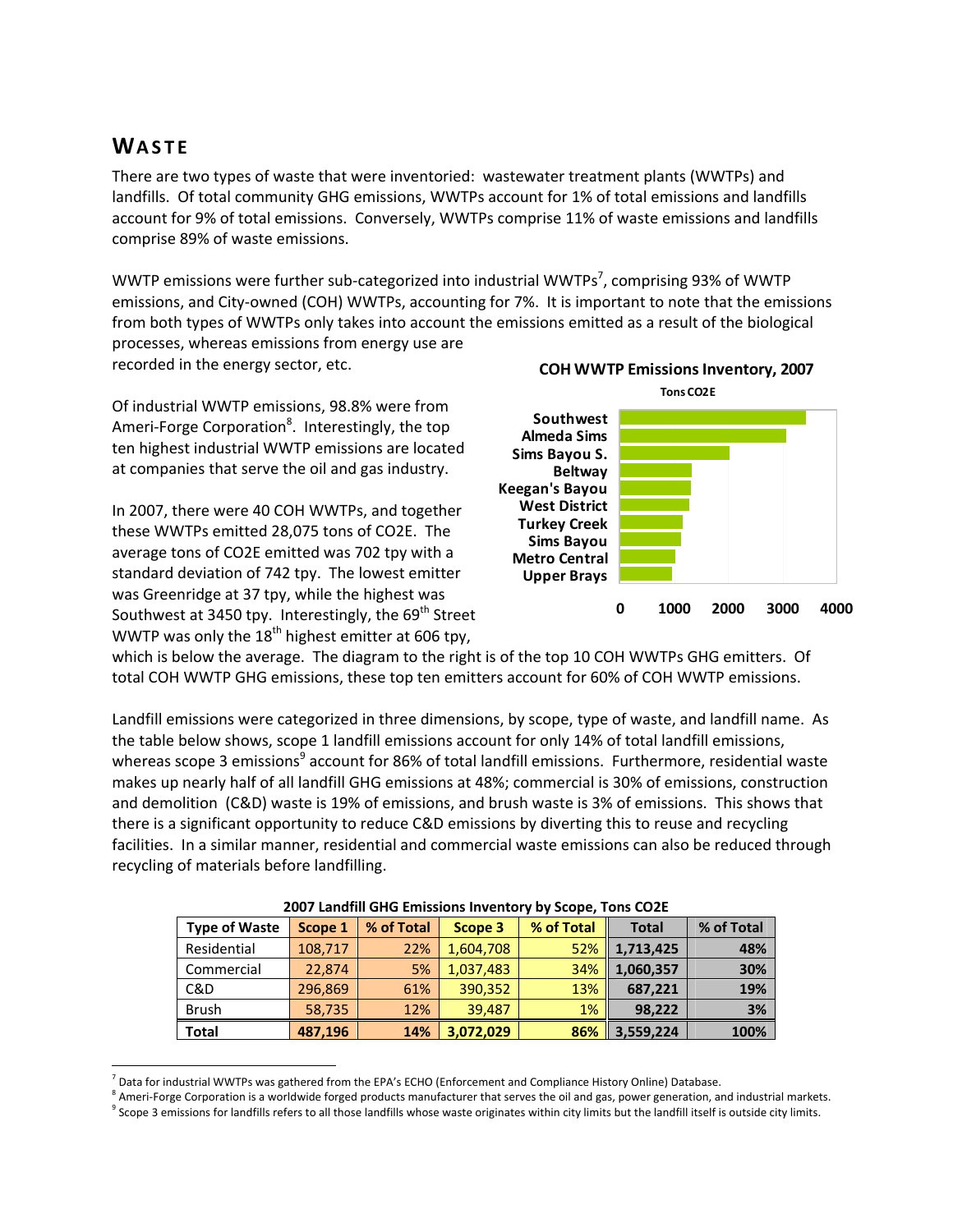## WASTE

There are two types of waste that were inventoried: wastewater treatment plants (WWTPs) and landfills. Of total community GHG emissions, WWTPs account for 1% of total emissions and landfills account for 9% of total emissions. Conversely, WWTPs comprise 11% of waste emissions and landfills comprise 89% of waste emissions.

WWTP emissions were further sub-categorized into industrial WWTPs[7], comprising 93% of WWTP emissions, and City-owned (COH) WWTPs, accounting for 7%. It is important to note that the emissions from both types of WWTPs only takes into account the emissions emitted as a result of the biological processes, whereas emissions from energy use are recorded in the energy sector, etc.

Of industrial WWTP emissions, 98.8% were from Ameri-Forge Corporation[8]. Interestingly, the top ten highest industrial WWTP emissions are located at companies that serve the oil and gas industry.

In 2007, there were 40 COH WWTPs, and together these WWTPs emitted 28,075 tons of CO2E. The average tons of CO2E emitted was 702 tpy with a standard deviation of 742 tpy. The lowest emitter was Greenridge at 37 tpy, while the highest was Southwest at 3450 tpy. Interestingly, the 69th Street WWTP was only the 18th highest emitter at 606 tpy, which is below the average. The diagram to the right is of the top 10 COH WWTPs GHG emitters. Of total COH WWTP GHG emissions, these top ten emitters account for 60% of COH WWTP emissions.

**COH WWTP Emissions Inventory, 2007**

Tons CO2E

Southwest
Almeda Sims
Sims Bayou S.
Beltway
Keegan's Bayou
West District
Turkey Creek
Sims Bayou
Metro Central
Upper Brays

0 1000 2000 3000 4000

Landfill emissions were categorized in three dimensions, by scope, type of waste, and landfill name. As the table below shows, scope 1 landfill emissions account for only 14% of total landfill emissions, whereas scope 3 emissions[9] account for 86% of total landfill emissions. Furthermore, residential waste makes up nearly half of all landfill GHG emissions at 48%; commercial is 30% of emissions, construction and demolition (C&D) waste is 19% of emissions, and brush waste is 3% of emissions. This shows that there is a significant opportunity to reduce C&D emissions by diverting this to reuse and recycling facilities. In a similar manner, residential and commercial waste emissions can also be reduced through recycling of materials before landfilling.

**2007 Landfill GHG Emissions Inventory by Scope, Tons CO2E**

| Type of Waste | Scope 1 | % of Total | Scope 3 | % of Total | Total | % of Total |
|---|---|---|---|---|---|---|
| Residential | 108,717 | 22% | 1,604,708 | 52% | **1,713,425** | **48%** |
| Commercial | 22,874 | 5% | 1,037,483 | 34% | **1,060,357** | **30%** |
| C&D | 296,869 | 61% | 390,352 | 13% | **687,221** | **19%** |
| Brush | 58,735 | 12% | 39,487 | 1% | **98,222** | **3%** |
| **Total** | **487,196** | **14%** | **3,072,029** | **86%** | **3,559,224** | **100%** |

[7] Data for industrial WWTPs was gathered from the EPA's ECHO (Enforcement and Compliance History Online) Database.

[8] Ameri-Forge Corporation is a worldwide forged products manufacturer that serves the oil and gas, power generation, and industrial markets.

[9] Scope 3 emissions for landfills refers to all those landfills whose waste originates within city limits but the landfill itself is outside city limits.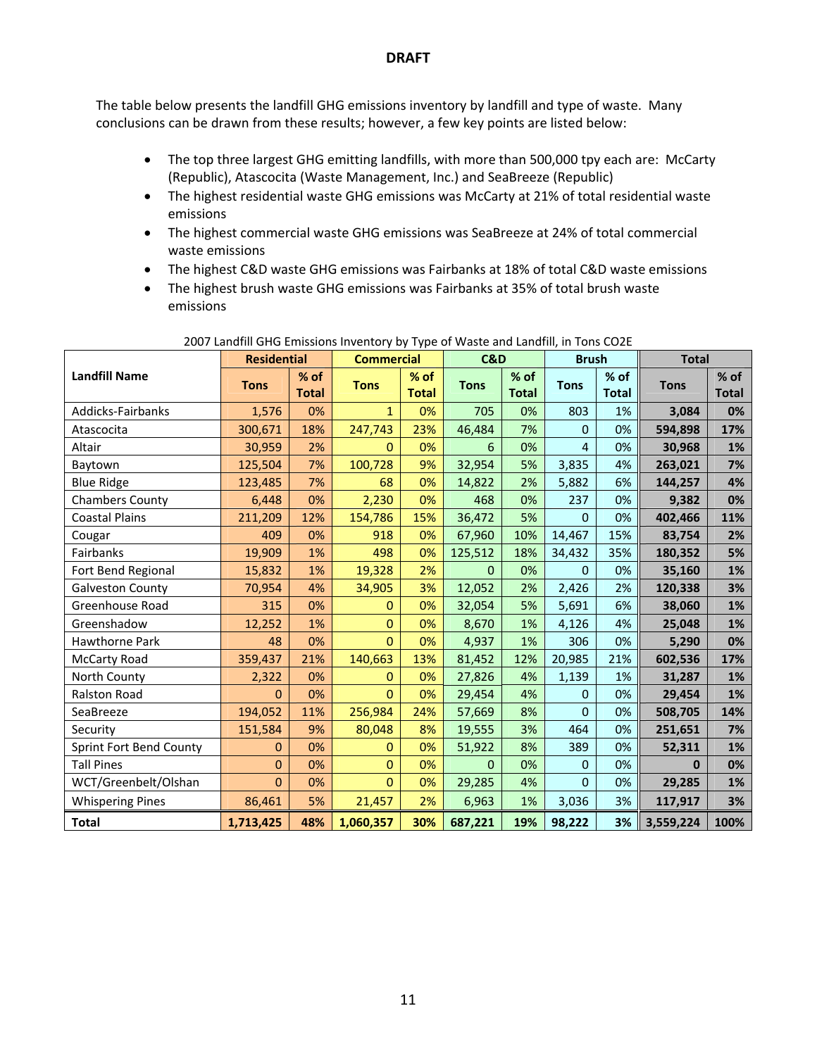**DRAFT**

The table below presents the landfill GHG emissions inventory by landfill and type of waste. Many conclusions can be drawn from these results; however, a few key points are listed below:

- The top three largest GHG emitting landfills, with more than 500,000 tpy each are: McCarty (Republic), Atascocita (Waste Management, Inc.) and SeaBreeze (Republic)
- The highest residential waste GHG emissions was McCarty at 21% of total residential waste emissions
- The highest commercial waste GHG emissions was SeaBreeze at 24% of total commercial waste emissions
- The highest C&D waste GHG emissions was Fairbanks at 18% of total C&D waste emissions
- The highest brush waste GHG emissions was Fairbanks at 35% of total brush waste emissions

2007 Landfill GHG Emissions Inventory by Type of Waste and Landfill, in Tons CO2E

| Landfill Name | Residential | | Commercial | | C&D | | Brush | | Total | |
|---|---|---|---|---|---|---|---|---|---|---|
| | Tons | % of Total | Tons | % of Total | Tons | % of Total | Tons | % of Total | Tons | % of Total |
| Addicks-Fairbanks | 1,576 | 0% | 1 | 0% | 705 | 0% | 803 | 1% | **3,084** | **0%** |
| Atascocita | 300,671 | 18% | 247,743 | 23% | 46,484 | 7% | 0 | 0% | **594,898** | **17%** |
| Altair | 30,959 | 2% | 0 | 0% | 6 | 0% | 4 | 0% | **30,968** | **1%** |
| Baytown | 125,504 | 7% | 100,728 | 9% | 32,954 | 5% | 3,835 | 4% | **263,021** | **7%** |
| Blue Ridge | 123,485 | 7% | 68 | 0% | 14,822 | 2% | 5,882 | 6% | **144,257** | **4%** |
| Chambers County | 6,448 | 0% | 2,230 | 0% | 468 | 0% | 237 | 0% | **9,382** | **0%** |
| Coastal Plains | 211,209 | 12% | 154,786 | 15% | 36,472 | 5% | 0 | 0% | **402,466** | **11%** |
| Cougar | 409 | 0% | 918 | 0% | 67,960 | 10% | 14,467 | 15% | **83,754** | **2%** |
| Fairbanks | 19,909 | 1% | 498 | 0% | 125,512 | 18% | 34,432 | 35% | **180,352** | **5%** |
| Fort Bend Regional | 15,832 | 1% | 19,328 | 2% | 0 | 0% | 0 | 0% | **35,160** | **1%** |
| Galveston County | 70,954 | 4% | 34,905 | 3% | 12,052 | 2% | 2,426 | 2% | **120,338** | **3%** |
| Greenhouse Road | 315 | 0% | 0 | 0% | 32,054 | 5% | 5,691 | 6% | **38,060** | **1%** |
| Greenshadow | 12,252 | 1% | 0 | 0% | 8,670 | 1% | 4,126 | 4% | **25,048** | **1%** |
| Hawthorne Park | 48 | 0% | 0 | 0% | 4,937 | 1% | 306 | 0% | **5,290** | **0%** |
| McCarty Road | 359,437 | 21% | 140,663 | 13% | 81,452 | 12% | 20,985 | 21% | **602,536** | **17%** |
| North County | 2,322 | 0% | 0 | 0% | 27,826 | 4% | 1,139 | 1% | **31,287** | **1%** |
| Ralston Road | 0 | 0% | 0 | 0% | 29,454 | 4% | 0 | 0% | **29,454** | **1%** |
| SeaBreeze | 194,052 | 11% | 256,984 | 24% | 57,669 | 8% | 0 | 0% | **508,705** | **14%** |
| Security | 151,584 | 9% | 80,048 | 8% | 19,555 | 3% | 464 | 0% | **251,651** | **7%** |
| Sprint Fort Bend County | 0 | 0% | 0 | 0% | 51,922 | 8% | 389 | 0% | **52,311** | **1%** |
| Tall Pines | 0 | 0% | 0 | 0% | 0 | 0% | 0 | 0% | **0** | **0%** |
| WCT/Greenbelt/Olshan | 0 | 0% | 0 | 0% | 29,285 | 4% | 0 | 0% | **29,285** | **1%** |
| Whispering Pines | 86,461 | 5% | 21,457 | 2% | 6,963 | 1% | 3,036 | 3% | **117,917** | **3%** |
| **Total** | **1,713,425** | **48%** | **1,060,357** | **30%** | **687,221** | **19%** | **98,222** | **3%** | **3,559,224** | **100%** |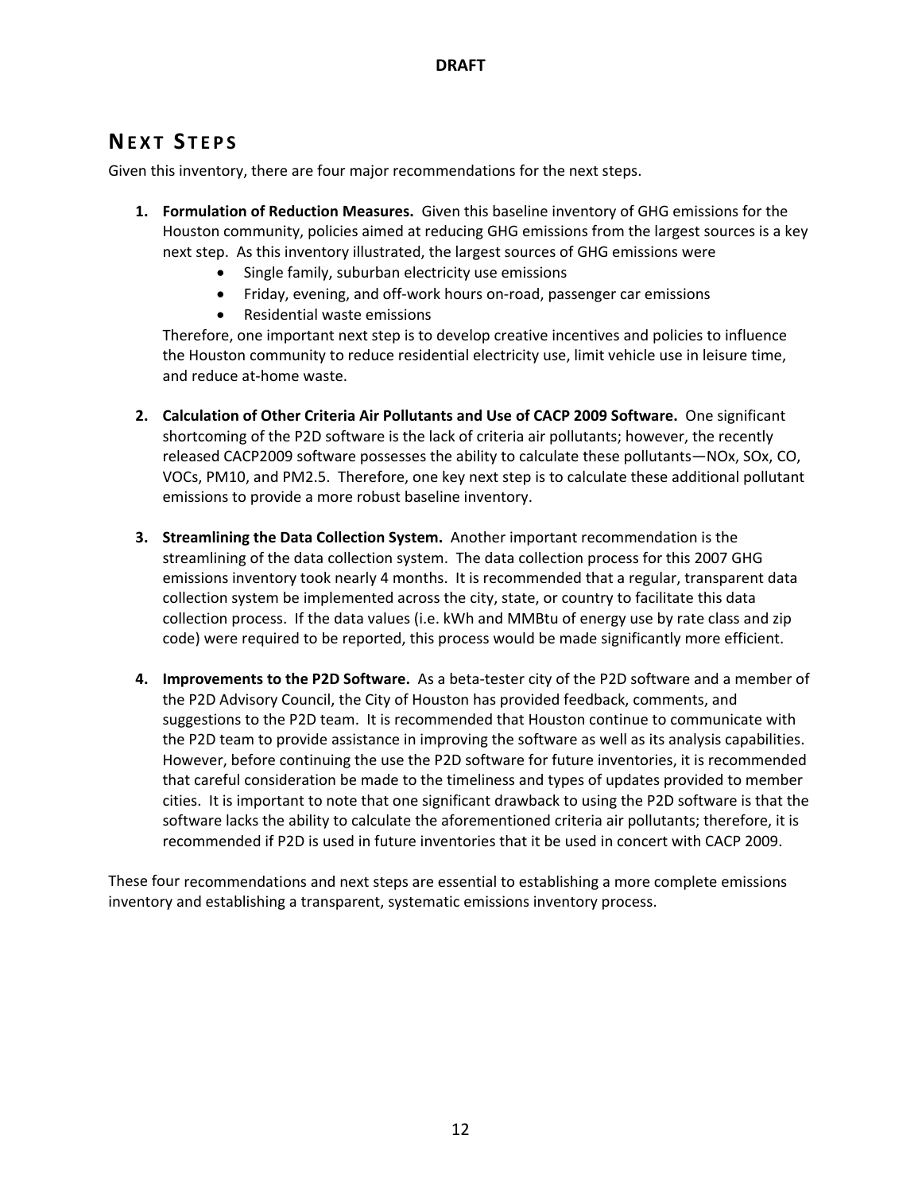## NEXT STEPS

Given this inventory, there are four major recommendations for the next steps.

1. **Formulation of Reduction Measures.** Given this baseline inventory of GHG emissions for the Houston community, policies aimed at reducing GHG emissions from the largest sources is a key next step. As this inventory illustrated, the largest sources of GHG emissions were
   - Single family, suburban electricity use emissions
   - Friday, evening, and off-work hours on-road, passenger car emissions
   - Residential waste emissions

   Therefore, one important next step is to develop creative incentives and policies to influence the Houston community to reduce residential electricity use, limit vehicle use in leisure time, and reduce at-home waste.

2. **Calculation of Other Criteria Air Pollutants and Use of CACP 2009 Software.** One significant shortcoming of the P2D software is the lack of criteria air pollutants; however, the recently released CACP2009 software possesses the ability to calculate these pollutants—NOx, SOx, CO, VOCs, PM10, and PM2.5. Therefore, one key next step is to calculate these additional pollutant emissions to provide a more robust baseline inventory.

3. **Streamlining the Data Collection System.** Another important recommendation is the streamlining of the data collection system. The data collection process for this 2007 GHG emissions inventory took nearly 4 months. It is recommended that a regular, transparent data collection system be implemented across the city, state, or country to facilitate this data collection process. If the data values (i.e. kWh and MMBtu of energy use by rate class and zip code) were required to be reported, this process would be made significantly more efficient.

4. **Improvements to the P2D Software.** As a beta-tester city of the P2D software and a member of the P2D Advisory Council, the City of Houston has provided feedback, comments, and suggestions to the P2D team. It is recommended that Houston continue to communicate with the P2D team to provide assistance in improving the software as well as its analysis capabilities. However, before continuing the use the P2D software for future inventories, it is recommended that careful consideration be made to the timeliness and types of updates provided to member cities. It is important to note that one significant drawback to using the P2D software is that the software lacks the ability to calculate the aforementioned criteria air pollutants; therefore, it is recommended if P2D is used in future inventories that it be used in concert with CACP 2009.

These four recommendations and next steps are essential to establishing a more complete emissions inventory and establishing a transparent, systematic emissions inventory process.